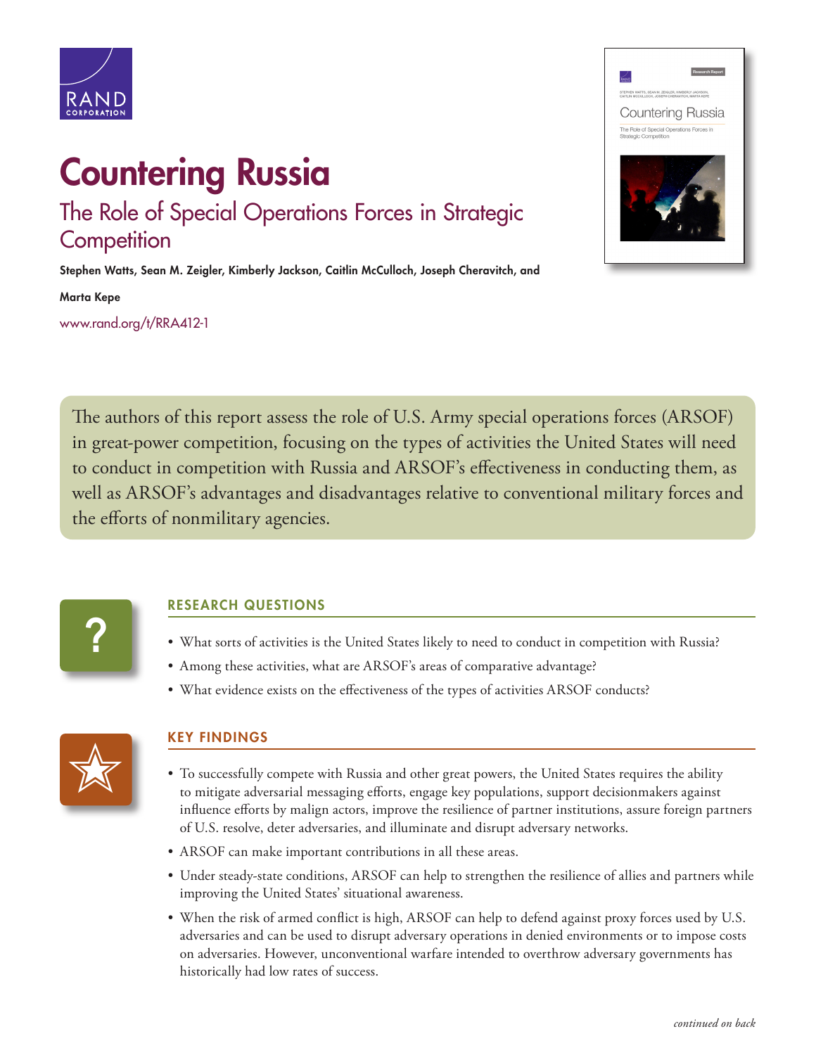# Countering Russia

## The Role of Special Operations Forces in Strategic Competition

**Stephen Watts, Sean M. Zeigler, Kimberly Jackson, Caitlin McCulloch, Joseph Cheravitch, and Marta Kepe**

www.rand.org/t/RRA412-1

The authors of this report assess the role of U.S. Army special operations forces (ARSOF) in great-power competition, focusing on the types of activities the United States will need to conduct in competition with Russia and ARSOF's effectiveness in conducting them, as well as ARSOF's advantages and disadvantages relative to conventional military forces and the efforts of nonmilitary agencies.

### RESEARCH QUESTIONS

- What sorts of activities is the United States likely to need to conduct in competition with Russia?
- Among these activities, what are ARSOF's areas of comparative advantage?
- What evidence exists on the effectiveness of the types of activities ARSOF conducts?

### KEY FINDINGS

- To successfully compete with Russia and other great powers, the United States requires the ability to mitigate adversarial messaging efforts, engage key populations, support decisionmakers against influence efforts by malign actors, improve the resilience of partner institutions, assure foreign partners of U.S. resolve, deter adversaries, and illuminate and disrupt adversary networks.
- ARSOF can make important contributions in all these areas.
- Under steady-state conditions, ARSOF can help to strengthen the resilience of allies and partners while improving the United States' situational awareness.
- When the risk of armed conflict is high, ARSOF can help to defend against proxy forces used by U.S. adversaries and can be used to disrupt adversary operations in denied environments or to impose costs on adversaries. However, unconventional warfare intended to overthrow adversary governments has historically had low rates of success.

*continued on back*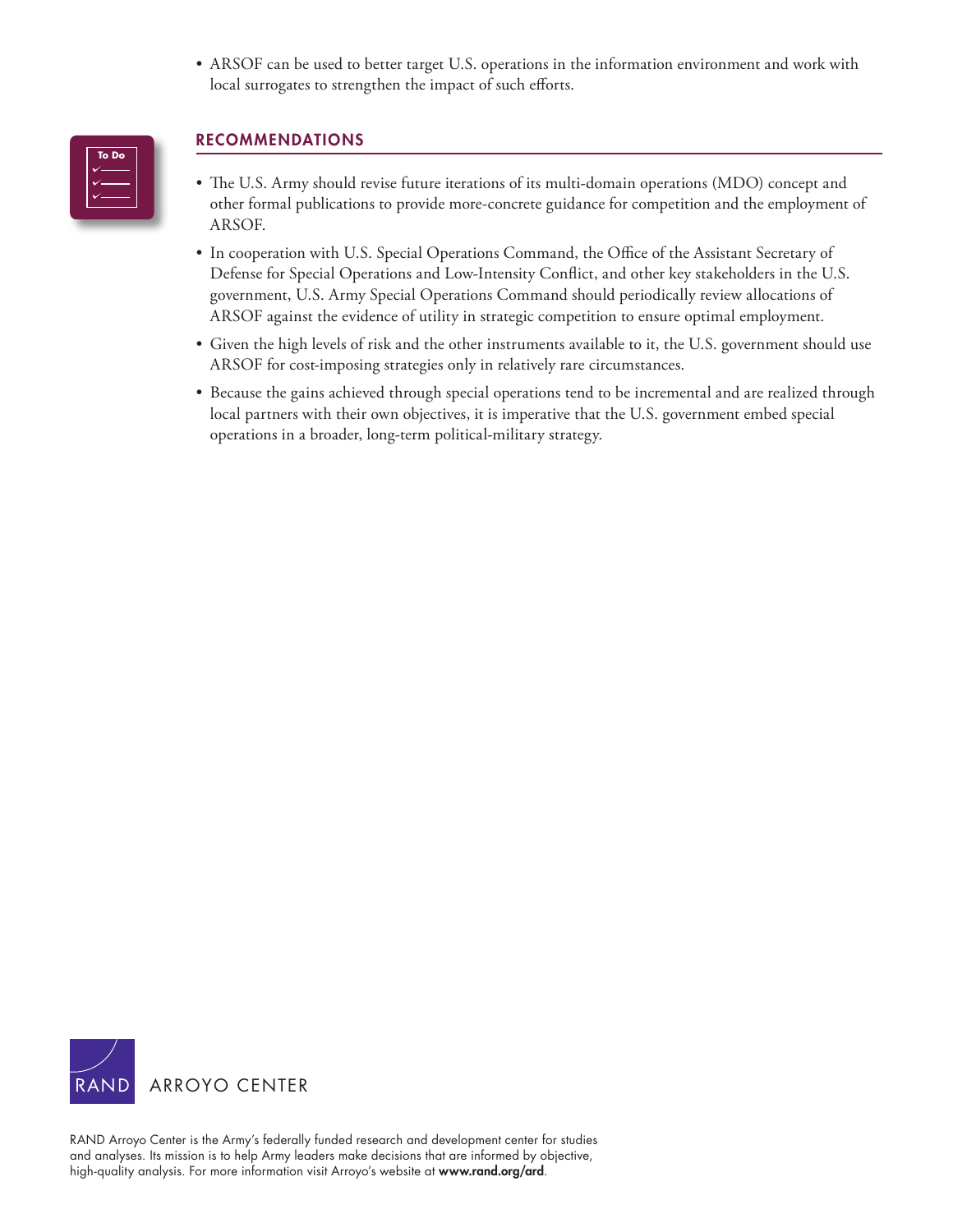- ARSOF can be used to better target U.S. operations in the information environment and work with local surrogates to strengthen the impact of such efforts.

## RECOMMENDATIONS

- The U.S. Army should revise future iterations of its multi-domain operations (MDO) concept and other formal publications to provide more-concrete guidance for competition and the employment of ARSOF.
- In cooperation with U.S. Special Operations Command, the Office of the Assistant Secretary of Defense for Special Operations and Low-Intensity Conflict, and other key stakeholders in the U.S. government, U.S. Army Special Operations Command should periodically review allocations of ARSOF against the evidence of utility in strategic competition to ensure optimal employment.
- Given the high levels of risk and the other instruments available to it, the U.S. government should use ARSOF for cost-imposing strategies only in relatively rare circumstances.
- Because the gains achieved through special operations tend to be incremental and are realized through local partners with their own objectives, it is imperative that the U.S. government embed special operations in a broader, long-term political-military strategy.

RAND ARROYO CENTER

RAND Arroyo Center is the Army's federally funded research and development center for studies and analyses. Its mission is to help Army leaders make decisions that are informed by objective, high-quality analysis. For more information visit Arroyo's website at **www.rand.org/ard**.